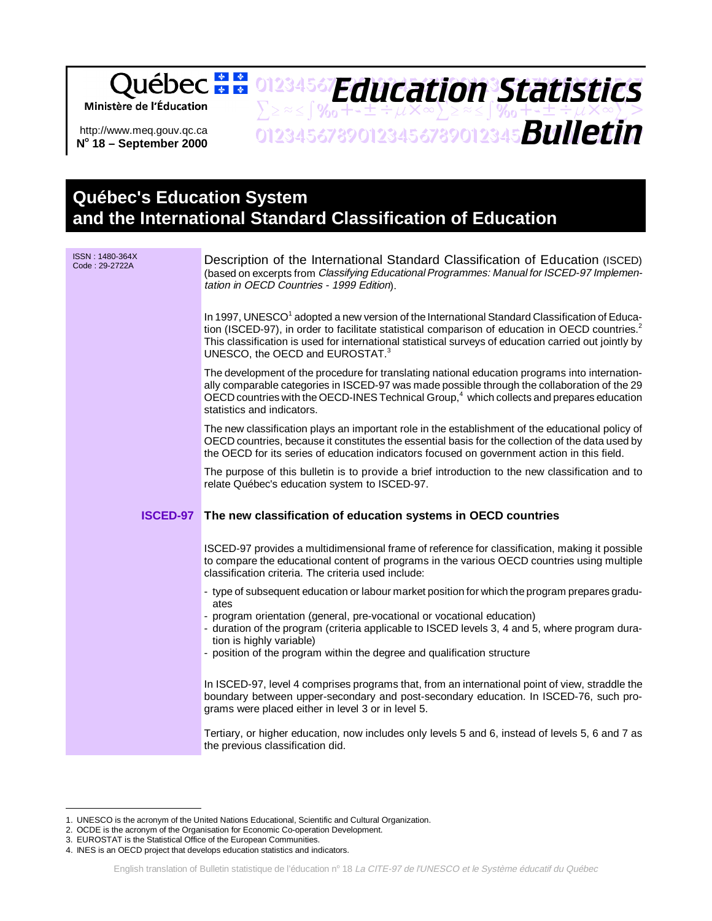Québec Ministère de l'Éducation

http://www.meq.gouv.qc.ca
**N° 18 – September 2000**

**Education Statistics Bulletin**

# Québec's Education System and the International Standard Classification of Education

ISSN : 1480-364X
Code : 29-2722A

Description of the International Standard Classification of Education (ISCED) (based on excerpts from *Classifying Educational Programmes: Manual for ISCED-97 Implementation in OECD Countries - 1999 Edition*).

In 1997, UNESCO[1] adopted a new version of the International Standard Classification of Education (ISCED-97), in order to facilitate statistical comparison of education in OECD countries.[2] This classification is used for international statistical surveys of education carried out jointly by UNESCO, the OECD and EUROSTAT.[3]

The development of the procedure for translating national education programs into internationally comparable categories in ISCED-97 was made possible through the collaboration of the 29 OECD countries with the OECD-INES Technical Group,[4] which collects and prepares education statistics and indicators.

The new classification plays an important role in the establishment of the educational policy of OECD countries, because it constitutes the essential basis for the collection of the data used by the OECD for its series of education indicators focused on government action in this field.

The purpose of this bulletin is to provide a brief introduction to the new classification and to relate Québec's education system to ISCED-97.

## ISCED-97 The new classification of education systems in OECD countries

ISCED-97 provides a multidimensional frame of reference for classification, making it possible to compare the educational content of programs in the various OECD countries using multiple classification criteria. The criteria used include:

- type of subsequent education or labour market position for which the program prepares graduates
- program orientation (general, pre-vocational or vocational education)
- duration of the program (criteria applicable to ISCED levels 3, 4 and 5, where program duration is highly variable)
- position of the program within the degree and qualification structure

In ISCED-97, level 4 comprises programs that, from an international point of view, straddle the boundary between upper-secondary and post-secondary education. In ISCED-76, such programs were placed either in level 3 or in level 5.

Tertiary, or higher education, now includes only levels 5 and 6, instead of levels 5, 6 and 7 as the previous classification did.

---

1. UNESCO is the acronym of the United Nations Educational, Scientific and Cultural Organization.
2. OCDE is the acronym of the Organisation for Economic Co-operation Development.
3. EUROSTAT is the Statistical Office of the European Communities.
4. INES is an OECD project that develops education statistics and indicators.

English translation of Bulletin statistique de l'éducation n° 18 *La CITE-97 de l'UNESCO et le Système éducatif du Québec*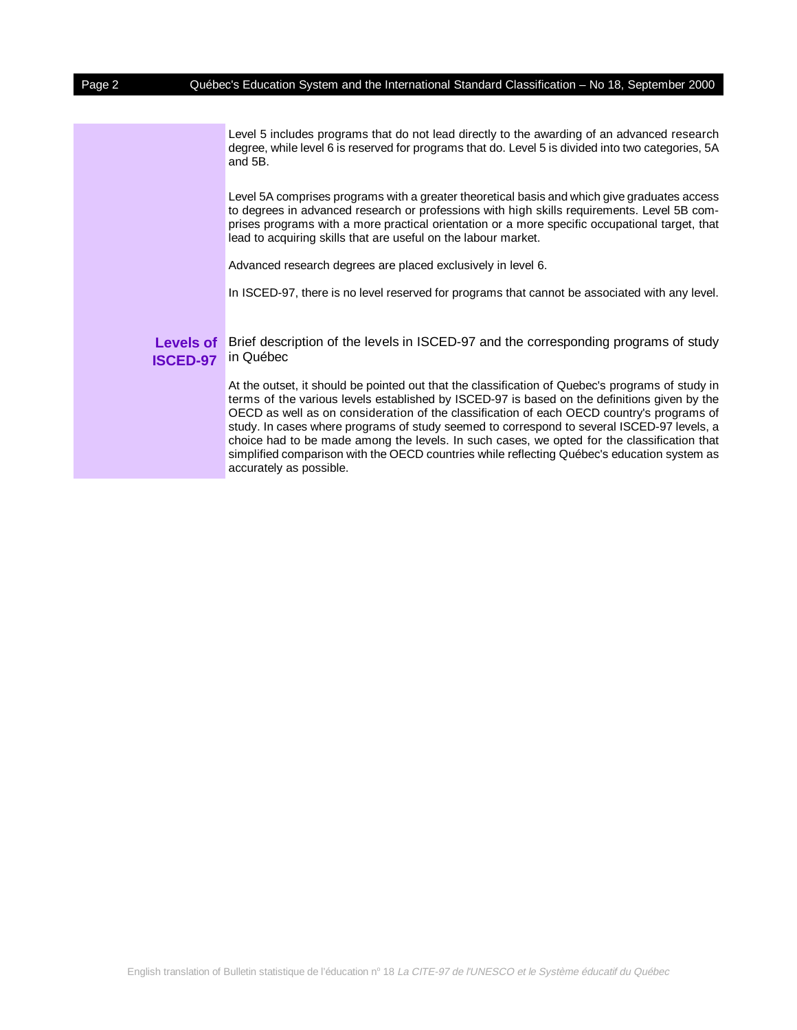Level 5 includes programs that do not lead directly to the awarding of an advanced research degree, while level 6 is reserved for programs that do. Level 5 is divided into two categories, 5A and 5B.

Level 5A comprises programs with a greater theoretical basis and which give graduates access to degrees in advanced research or professions with high skills requirements. Level 5B comprises programs with a more practical orientation or a more specific occupational target, that lead to acquiring skills that are useful on the labour market.

Advanced research degrees are placed exclusively in level 6.

In ISCED-97, there is no level reserved for programs that cannot be associated with any level.

## Levels of ISCED-97

Brief description of the levels in ISCED-97 and the corresponding programs of study in Québec

At the outset, it should be pointed out that the classification of Quebec's programs of study in terms of the various levels established by ISCED-97 is based on the definitions given by the OECD as well as on consideration of the classification of each OECD country's programs of study. In cases where programs of study seemed to correspond to several ISCED-97 levels, a choice had to be made among the levels. In such cases, we opted for the classification that simplified comparison with the OECD countries while reflecting Québec's education system as accurately as possible.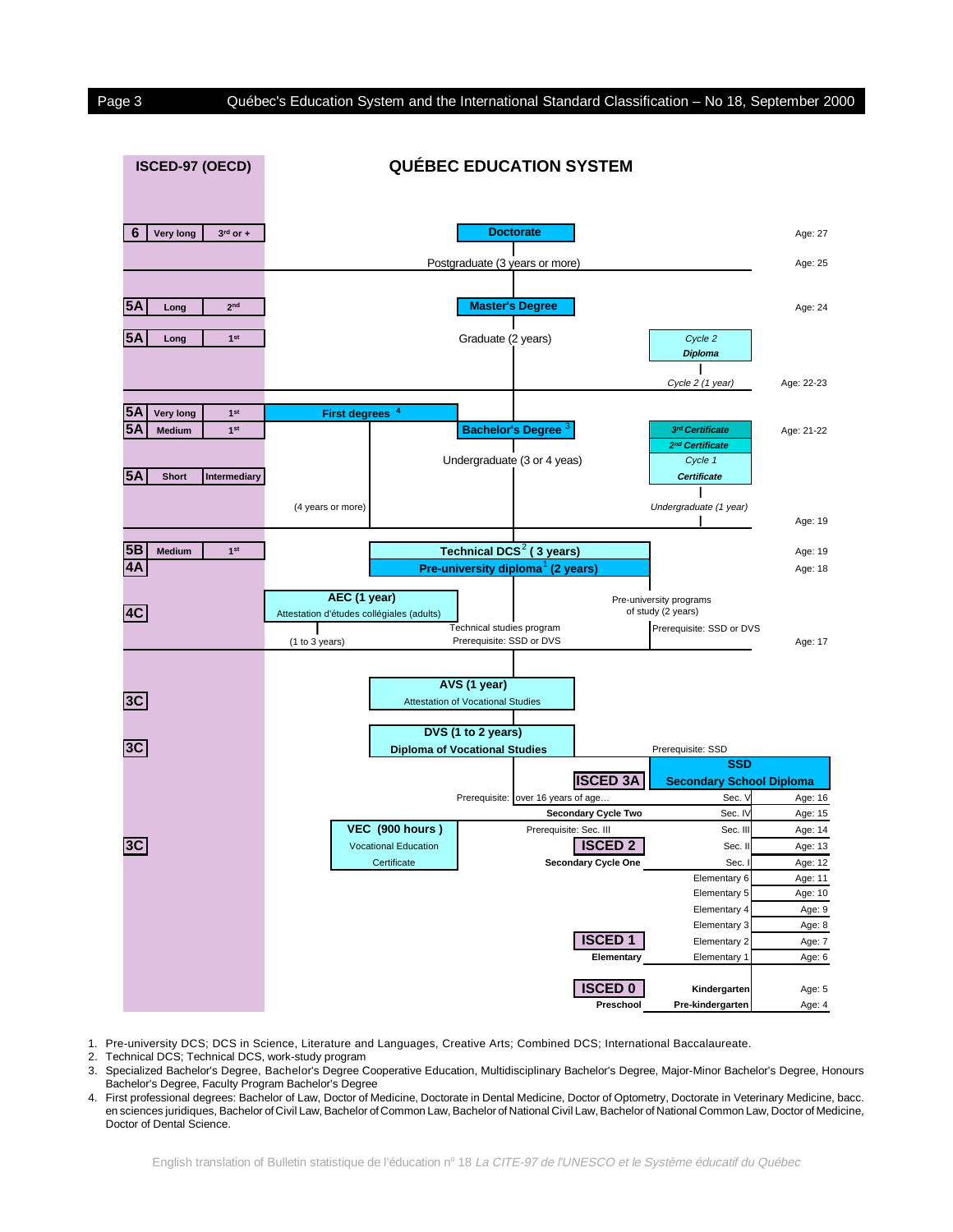## ISCED-97 (OECD) — QUÉBEC EDUCATION SYSTEM

| ISCED-97 (OECD) | | | Québec Education System | Age |
|---|---|---|---|---|
| 6 | Very long | 3rd or + | **Doctorate** | Age: 27 |
| | | | Postgraduate (3 years or more) | Age: 25 |
| 5A | Long | 2nd | **Master's Degree** | Age: 24 |
| 5A | Long | 1st | Graduate (2 years); *Cycle 2 Diploma*; *Cycle 2 (1 year)* | Age: 22-23 |
| 5A | Very long | 1st | **First degrees** [4] | |
| 5A | Medium | 1st | **Bachelor's Degree** [3]; *3rd Certificate*; *2nd Certificate*; *Cycle 1 Certificate* | Age: 21-22 |
| 5A | Short | Intermediary | Undergraduate (3 or 4 yeas); (4 years or more); *Undergraduate (1 year)* | Age: 19 |
| 5B | Medium | 1st | **Technical DCS** [2] **( 3 years)** | Age: 19 |
| 4A | | | **Pre-university diploma** [1] **(2 years)** | Age: 18 |
| 4C | | | **AEC (1 year)** Attestation d'études collégiales (adults); (1 to 3 years); Technical studies program Prerequisite: SSD or DVS; Pre-university programs of study (2 years) Prerequisite: SSD or DVS | Age: 17 |
| 3C | | | **AVS (1 year)** Attestation of Vocational Studies | |
| 3C | | | **DVS (1 to 2 years)** Diploma of Vocational Studies; Prerequisite: SSD | |
| | | | **ISCED 3A** — **SSD** Secondary School Diploma | |
| | | | Prerequisite: over 16 years of age… — Sec. V | Age: 16 |
| | | | **Secondary Cycle Two** — Sec. IV | Age: 15 |
| 3C | | | **VEC (900 hours )** Vocational Education Certificate; Prerequisite: Sec. III — Sec. III | Age: 14 |
| | | | **ISCED 2** — Sec. II | Age: 13 |
| | | | **Secondary Cycle One** — Sec. I | Age: 12 |
| | | | Elementary 6 | Age: 11 |
| | | | Elementary 5 | Age: 10 |
| | | | Elementary 4 | Age: 9 |
| | | | Elementary 3 | Age: 8 |
| | | | **ISCED 1** — Elementary 2 | Age: 7 |
| | | | **Elementary** — Elementary 1 | Age: 6 |
| | | | **ISCED 0** — **Kindergarten** | Age: 5 |
| | | | **Preschool** — **Pre-kindergarten** | Age: 4 |

1. Pre-university DCS; DCS in Science, Literature and Languages, Creative Arts; Combined DCS; International Baccalaureate.
2. Technical DCS; Technical DCS, work-study program
3. Specialized Bachelor's Degree, Bachelor's Degree Cooperative Education, Multidisciplinary Bachelor's Degree, Major-Minor Bachelor's Degree, Honours Bachelor's Degree, Faculty Program Bachelor's Degree
4. First professional degrees: Bachelor of Law, Doctor of Medicine, Doctorate in Dental Medicine, Doctor of Optometry, Doctorate in Veterinary Medicine, bacc. en sciences juridiques, Bachelor of Civil Law, Bachelor of Common Law, Bachelor of National Civil Law, Bachelor of National Common Law, Doctor of Medicine, Doctor of Dental Science.

English translation of Bulletin statistique de l'éducation nº 18 *La CITE-97 de l'UNESCO et le Système éducatif du Québec*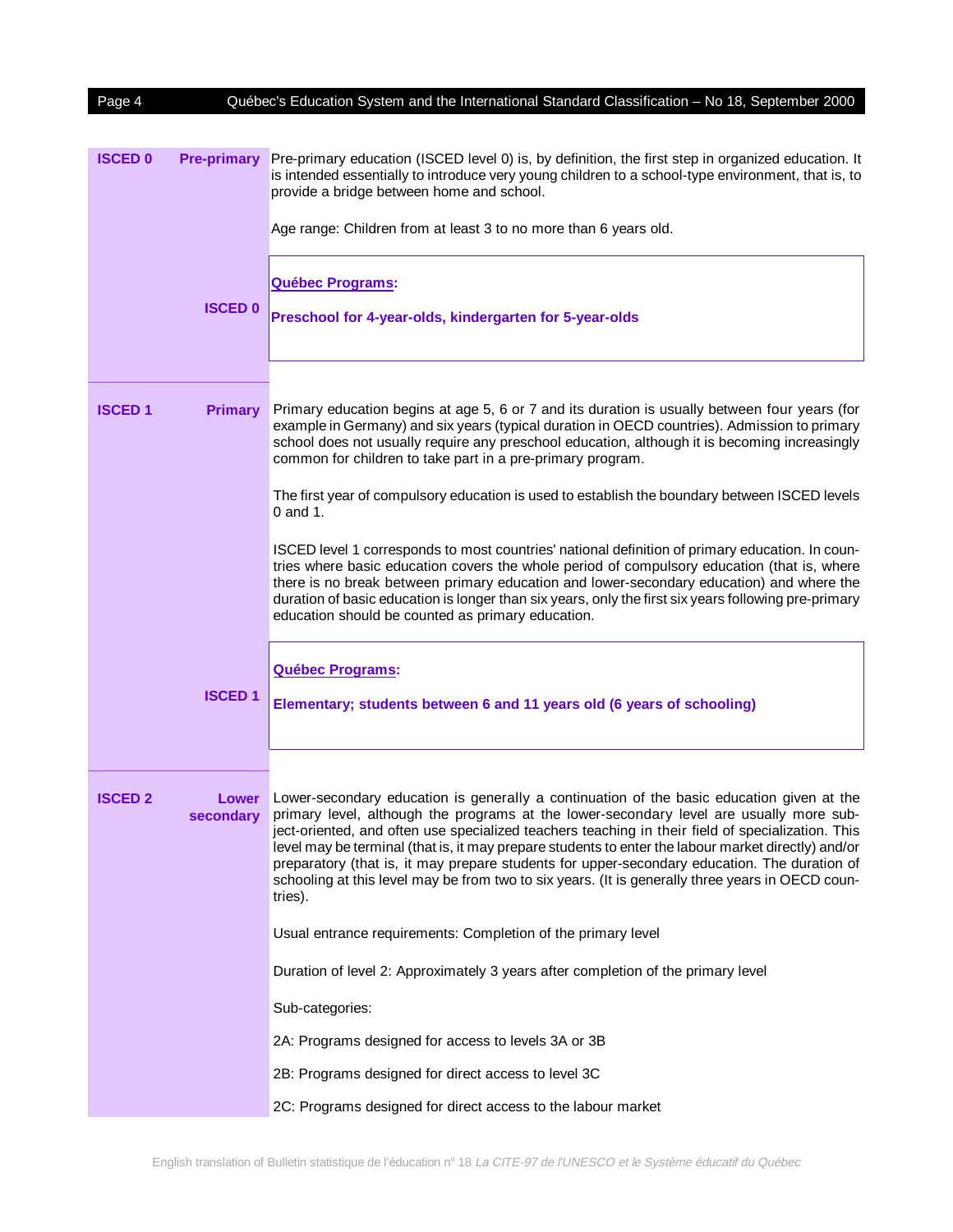## ISCED 0 — Pre-primary

Pre-primary education (ISCED level 0) is, by definition, the first step in organized education. It is intended essentially to introduce very young children to a school-type environment, that is, to provide a bridge between home and school.

Age range: Children from at least 3 to no more than 6 years old.

**ISCED 0**

> **Québec Programs:**
>
> **Preschool for 4-year-olds, kindergarten for 5-year-olds**

## ISCED 1 — Primary

Primary education begins at age 5, 6 or 7 and its duration is usually between four years (for example in Germany) and six years (typical duration in OECD countries). Admission to primary school does not usually require any preschool education, although it is becoming increasingly common for children to take part in a pre-primary program.

The first year of compulsory education is used to establish the boundary between ISCED levels 0 and 1.

ISCED level 1 corresponds to most countries' national definition of primary education. In countries where basic education covers the whole period of compulsory education (that is, where there is no break between primary education and lower-secondary education) and where the duration of basic education is longer than six years, only the first six years following pre-primary education should be counted as primary education.

**ISCED 1**

> **Québec Programs:**
>
> **Elementary; students between 6 and 11 years old (6 years of schooling)**

## ISCED 2 — Lower secondary

Lower-secondary education is generally a continuation of the basic education given at the primary level, although the programs at the lower-secondary level are usually more subject-oriented, and often use specialized teachers teaching in their field of specialization. This level may be terminal (that is, it may prepare students to enter the labour market directly) and/or preparatory (that is, it may prepare students for upper-secondary education. The duration of schooling at this level may be from two to six years. (It is generally three years in OECD countries).

Usual entrance requirements: Completion of the primary level

Duration of level 2: Approximately 3 years after completion of the primary level

Sub-categories:

2A: Programs designed for access to levels 3A or 3B

2B: Programs designed for direct access to level 3C

2C: Programs designed for direct access to the labour market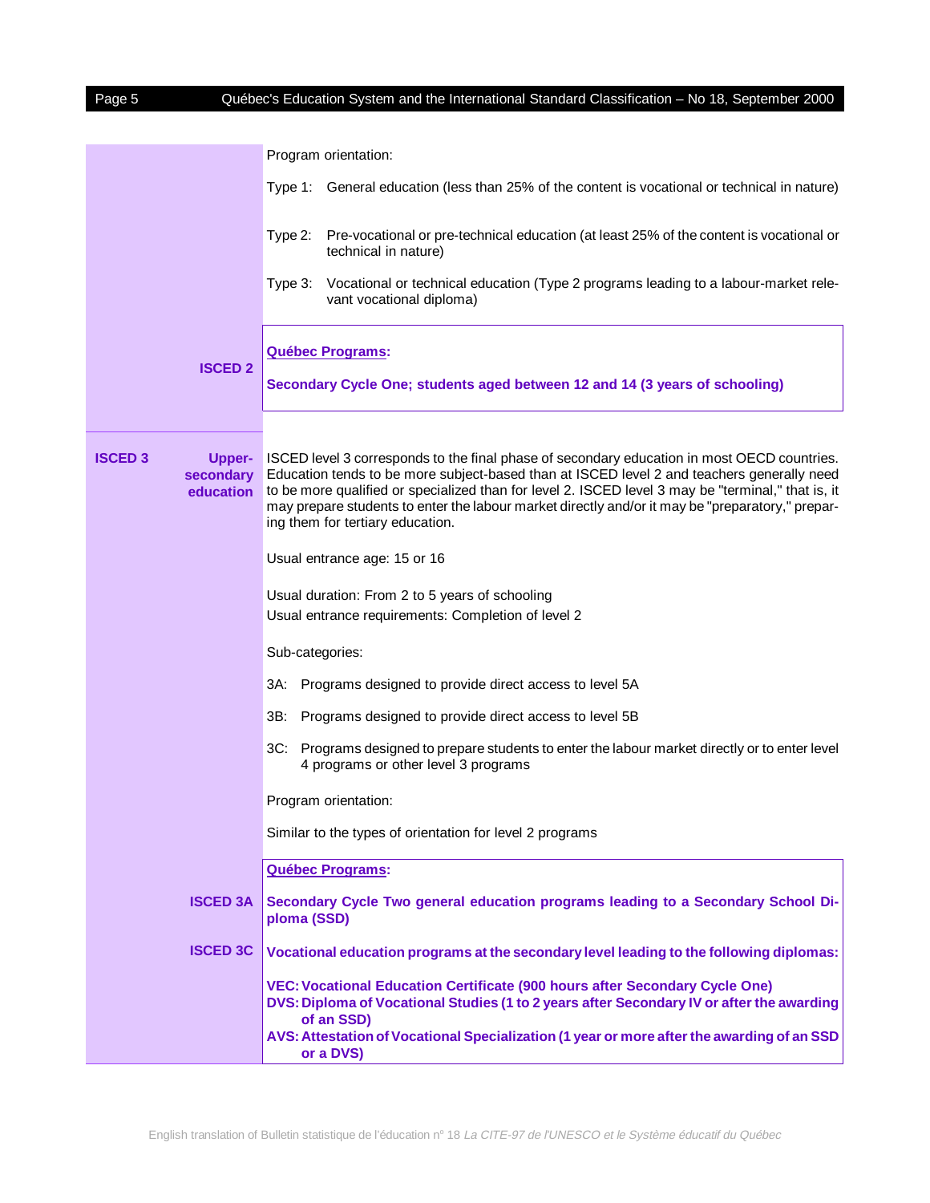Program orientation:

Type 1: General education (less than 25% of the content is vocational or technical in nature)

Type 2: Pre-vocational or pre-technical education (at least 25% of the content is vocational or technical in nature)

Type 3: Vocational or technical education (Type 2 programs leading to a labour-market relevant vocational diploma)

**ISCED 2**

**Québec Programs:**

**Secondary Cycle One; students aged between 12 and 14 (3 years of schooling)**

## ISCED 3 — Upper-secondary education

ISCED level 3 corresponds to the final phase of secondary education in most OECD countries. Education tends to be more subject-based than at ISCED level 2 and teachers generally need to be more qualified or specialized than for level 2. ISCED level 3 may be "terminal," that is, it may prepare students to enter the labour market directly and/or it may be "preparatory," preparing them for tertiary education.

Usual entrance age: 15 or 16

Usual duration: From 2 to 5 years of schooling

Usual entrance requirements: Completion of level 2

Sub-categories:

3A: Programs designed to provide direct access to level 5A

3B: Programs designed to provide direct access to level 5B

3C: Programs designed to prepare students to enter the labour market directly or to enter level 4 programs or other level 3 programs

Program orientation:

Similar to the types of orientation for level 2 programs

**Québec Programs:**

**ISCED 3A** — **Secondary Cycle Two general education programs leading to a Secondary School Diploma (SSD)**

**ISCED 3C** — **Vocational education programs at the secondary level leading to the following diplomas:**

**VEC: Vocational Education Certificate (900 hours after Secondary Cycle One)**
**DVS: Diploma of Vocational Studies (1 to 2 years after Secondary IV or after the awarding of an SSD)**
**AVS: Attestation of Vocational Specialization (1 year or more after the awarding of an SSD or a DVS)**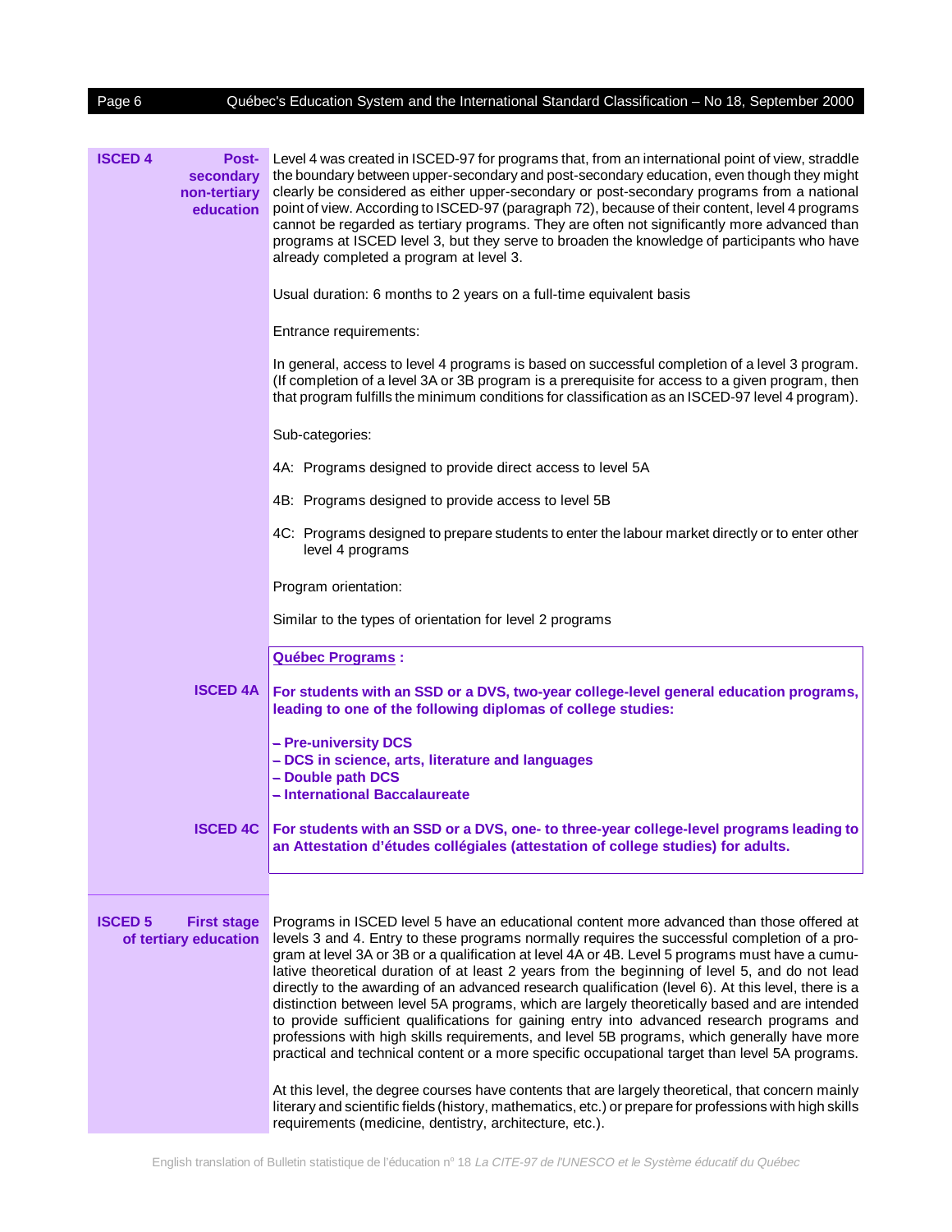## ISCED 4 Post-secondary non-tertiary education

Level 4 was created in ISCED-97 for programs that, from an international point of view, straddle the boundary between upper-secondary and post-secondary education, even though they might clearly be considered as either upper-secondary or post-secondary programs from a national point of view. According to ISCED-97 (paragraph 72), because of their content, level 4 programs cannot be regarded as tertiary programs. They are often not significantly more advanced than programs at ISCED level 3, but they serve to broaden the knowledge of participants who have already completed a program at level 3.

Usual duration: 6 months to 2 years on a full-time equivalent basis

Entrance requirements:

In general, access to level 4 programs is based on successful completion of a level 3 program. (If completion of a level 3A or 3B program is a prerequisite for access to a given program, then that program fulfills the minimum conditions for classification as an ISCED-97 level 4 program).

Sub-categories:

4A: Programs designed to provide direct access to level 5A

4B: Programs designed to provide access to level 5B

4C: Programs designed to prepare students to enter the labour market directly or to enter other level 4 programs

Program orientation:

Similar to the types of orientation for level 2 programs

**Québec Programs :**

**ISCED 4A**

**For students with an SSD or a DVS, two-year college-level general education programs, leading to one of the following diplomas of college studies:**

- **Pre-university DCS**
- **DCS in science, arts, literature and languages**
- **Double path DCS**
- **International Baccalaureate**

**ISCED 4C**

**For students with an SSD or a DVS, one- to three-year college-level programs leading to an Attestation d'études collégiales (attestation of college studies) for adults.**

## ISCED 5 First stage of tertiary education

Programs in ISCED level 5 have an educational content more advanced than those offered at levels 3 and 4. Entry to these programs normally requires the successful completion of a program at level 3A or 3B or a qualification at level 4A or 4B. Level 5 programs must have a cumulative theoretical duration of at least 2 years from the beginning of level 5, and do not lead directly to the awarding of an advanced research qualification (level 6). At this level, there is a distinction between level 5A programs, which are largely theoretically based and are intended to provide sufficient qualifications for gaining entry into advanced research programs and professions with high skills requirements, and level 5B programs, which generally have more practical and technical content or a more specific occupational target than level 5A programs.

At this level, the degree courses have contents that are largely theoretical, that concern mainly literary and scientific fields (history, mathematics, etc.) or prepare for professions with high skills requirements (medicine, dentistry, architecture, etc.).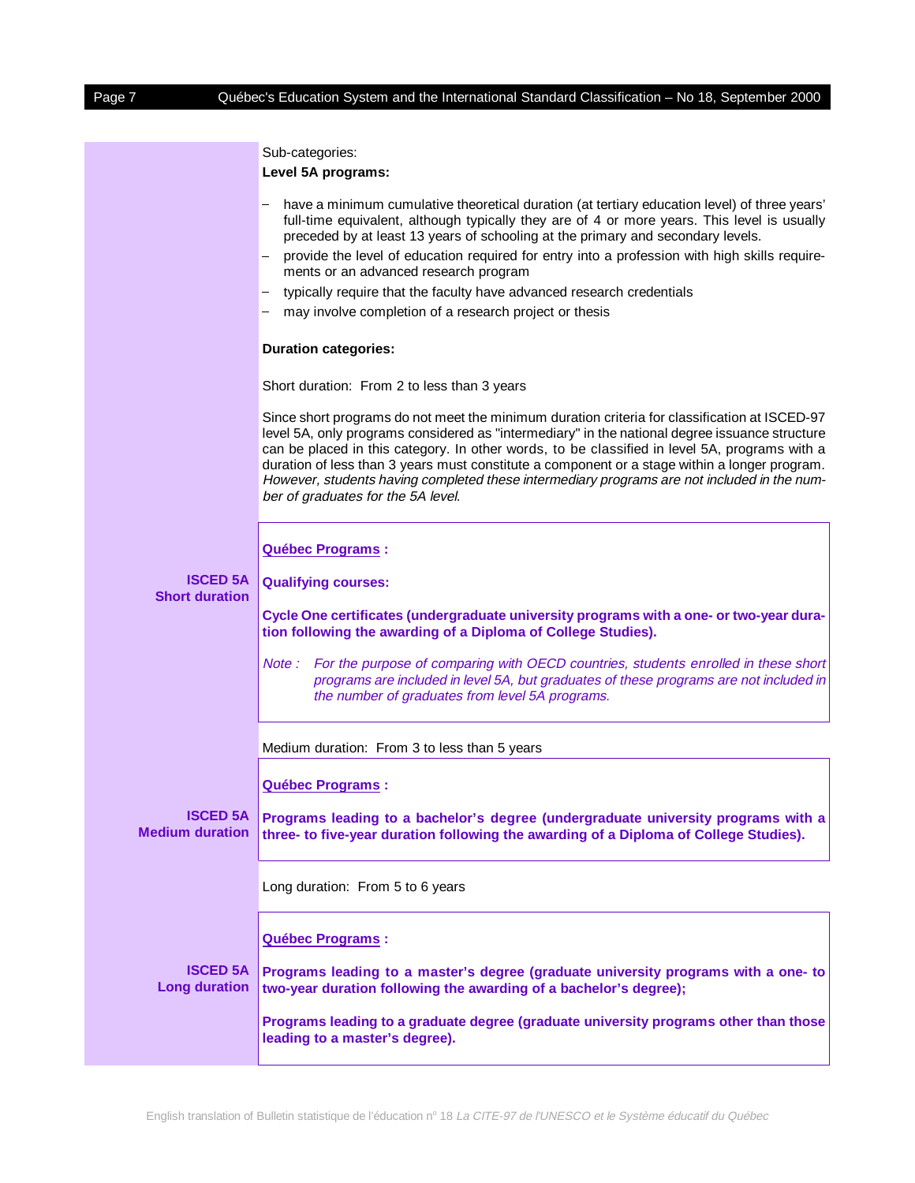Sub-categories:

**Level 5A programs:**

- have a minimum cumulative theoretical duration (at tertiary education level) of three years' full-time equivalent, although typically they are of 4 or more years. This level is usually preceded by at least 13 years of schooling at the primary and secondary levels.
- provide the level of education required for entry into a profession with high skills requirements or an advanced research program
- typically require that the faculty have advanced research credentials
- may involve completion of a research project or thesis

**Duration categories:**

Short duration: From 2 to less than 3 years

Since short programs do not meet the minimum duration criteria for classification at ISCED-97 level 5A, only programs considered as "intermediary" in the national degree issuance structure can be placed in this category. In other words, to be classified in level 5A, programs with a duration of less than 3 years must constitute a component or a stage within a longer program. *However, students having completed these intermediary programs are not included in the number of graduates for the 5A level.*

**ISCED 5A Short duration**

**Québec Programs :**

**Qualifying courses:**

**Cycle One certificates (undergraduate university programs with a one- or two-year duration following the awarding of a Diploma of College Studies).**

*Note : For the purpose of comparing with OECD countries, students enrolled in these short programs are included in level 5A, but graduates of these programs are not included in the number of graduates from level 5A programs.*

Medium duration: From 3 to less than 5 years

**ISCED 5A Medium duration**

**Québec Programs :**

**Programs leading to a bachelor's degree (undergraduate university programs with a three- to five-year duration following the awarding of a Diploma of College Studies).**

Long duration: From 5 to 6 years

**ISCED 5A Long duration**

**Québec Programs :**

**Programs leading to a master's degree (graduate university programs with a one- to two-year duration following the awarding of a bachelor's degree);**

**Programs leading to a graduate degree (graduate university programs other than those leading to a master's degree).**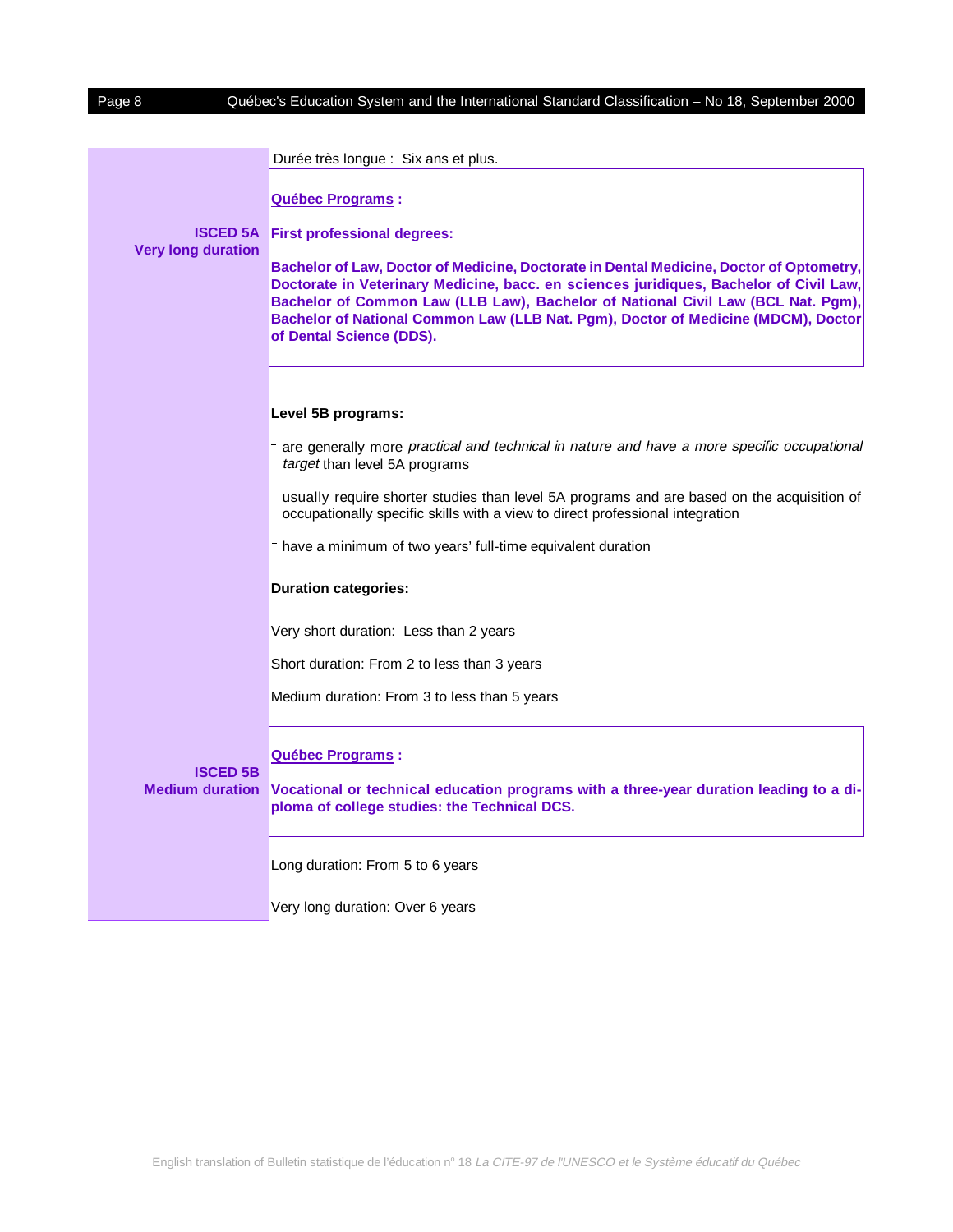Durée très longue : Six ans et plus.

**ISCED 5A**
**Very long duration**

**Québec Programs :**

**First professional degrees:**

**Bachelor of Law, Doctor of Medicine, Doctorate in Dental Medicine, Doctor of Optometry, Doctorate in Veterinary Medicine, bacc. en sciences juridiques, Bachelor of Civil Law, Bachelor of Common Law (LLB Law), Bachelor of National Civil Law (BCL Nat. Pgm), Bachelor of National Common Law (LLB Nat. Pgm), Doctor of Medicine (MDCM), Doctor of Dental Science (DDS).**

**Level 5B programs:**

- are generally more *practical and technical in nature and have a more specific occupational target* than level 5A programs
- usually require shorter studies than level 5A programs and are based on the acquisition of occupationally specific skills with a view to direct professional integration
- have a minimum of two years' full-time equivalent duration

**Duration categories:**

Very short duration: Less than 2 years

Short duration: From 2 to less than 3 years

Medium duration: From 3 to less than 5 years

**ISCED 5B**
**Medium duration**

**Québec Programs :**

**Vocational or technical education programs with a three-year duration leading to a diploma of college studies: the Technical DCS.**

Long duration: From 5 to 6 years

Very long duration: Over 6 years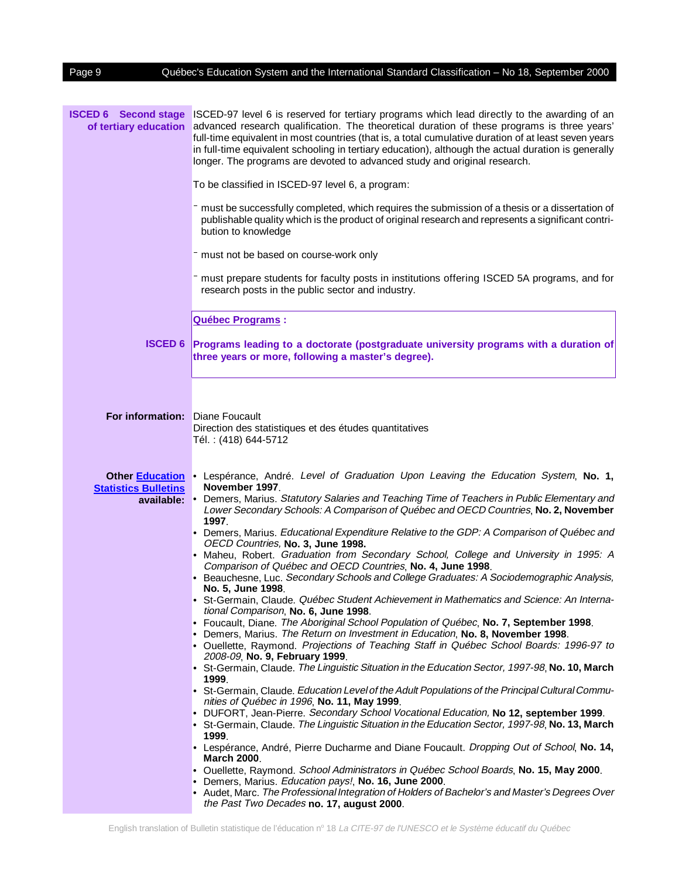## ISCED 6 Second stage of tertiary education

ISCED-97 level 6 is reserved for tertiary programs which lead directly to the awarding of an advanced research qualification. The theoretical duration of these programs is three years' full-time equivalent in most countries (that is, a total cumulative duration of at least seven years in full-time equivalent schooling in tertiary education), although the actual duration is generally longer. The programs are devoted to advanced study and original research.

To be classified in ISCED-97 level 6, a program:

- must be successfully completed, which requires the submission of a thesis or a dissertation of publishable quality which is the product of original research and represents a significant contribution to knowledge
- must not be based on course-work only
- must prepare students for faculty posts in institutions offering ISCED 5A programs, and for research posts in the public sector and industry.

**Québec Programs :**

**ISCED 6** **Programs leading to a doctorate (postgraduate university programs with a duration of three years or more, following a master's degree).**

**For information:** Diane Foucault
Direction des statistiques et des études quantitatives
Tél. : (418) 644-5712

**Other Education Statistics Bulletins available:**

- Lespérance, André. *Level of Graduation Upon Leaving the Education System*, **No. 1, November 1997**.
- Demers, Marius. *Statutory Salaries and Teaching Time of Teachers in Public Elementary and Lower Secondary Schools: A Comparison of Québec and OECD Countries*, **No. 2, November 1997**.
- Demers, Marius. *Educational Expenditure Relative to the GDP: A Comparison of Québec and OECD Countries,* **No. 3, June 1998.**
- Maheu, Robert. *Graduation from Secondary School, College and University in 1995: A Comparison of Québec and OECD Countries*, **No. 4, June 1998**.
- Beauchesne, Luc. *Secondary Schools and College Graduates: A Sociodemographic Analysis,* **No. 5, June 1998**.
- St-Germain, Claude. *Québec Student Achievement in Mathematics and Science: An International Comparison*, **No. 6, June 1998**.
- Foucault, Diane. *The Aboriginal School Population of Québec*, **No. 7, September 1998**.
- Demers, Marius. *The Return on Investment in Education*, **No. 8, November 1998**.
- Ouellette, Raymond. *Projections of Teaching Staff in Québec School Boards: 1996-97 to 2008-09*, **No. 9, February 1999**.
- St-Germain, Claude. *The Linguistic Situation in the Education Sector, 1997-98*, **No. 10, March 1999**.
- St-Germain, Claude. *Education Level of the Adult Populations of the Principal Cultural Communities of Québec in 1996*, **No. 11, May 1999**.
- DUFORT, Jean-Pierre. *Secondary School Vocational Education,* **No 12, september 1999**.
- St-Germain, Claude. *The Linguistic Situation in the Education Sector, 1997-98*, **No. 13, March 1999**.
- Lespérance, André, Pierre Ducharme and Diane Foucault. *Dropping Out of School*, **No. 14, March 2000**.
- Ouellette, Raymond. *School Administrators in Québec School Boards*, **No. 15, May 2000**.
- Demers, Marius. *Education pays!*, **No. 16, June 2000**.
- Audet, Marc. *The Professional Integration of Holders of Bachelor's and Master's Degrees Over the Past Two Decades* **no. 17, august 2000**.

English translation of Bulletin statistique de l'éducation n° 18 *La CITE-97 de l'UNESCO et le Système éducatif du Québec*